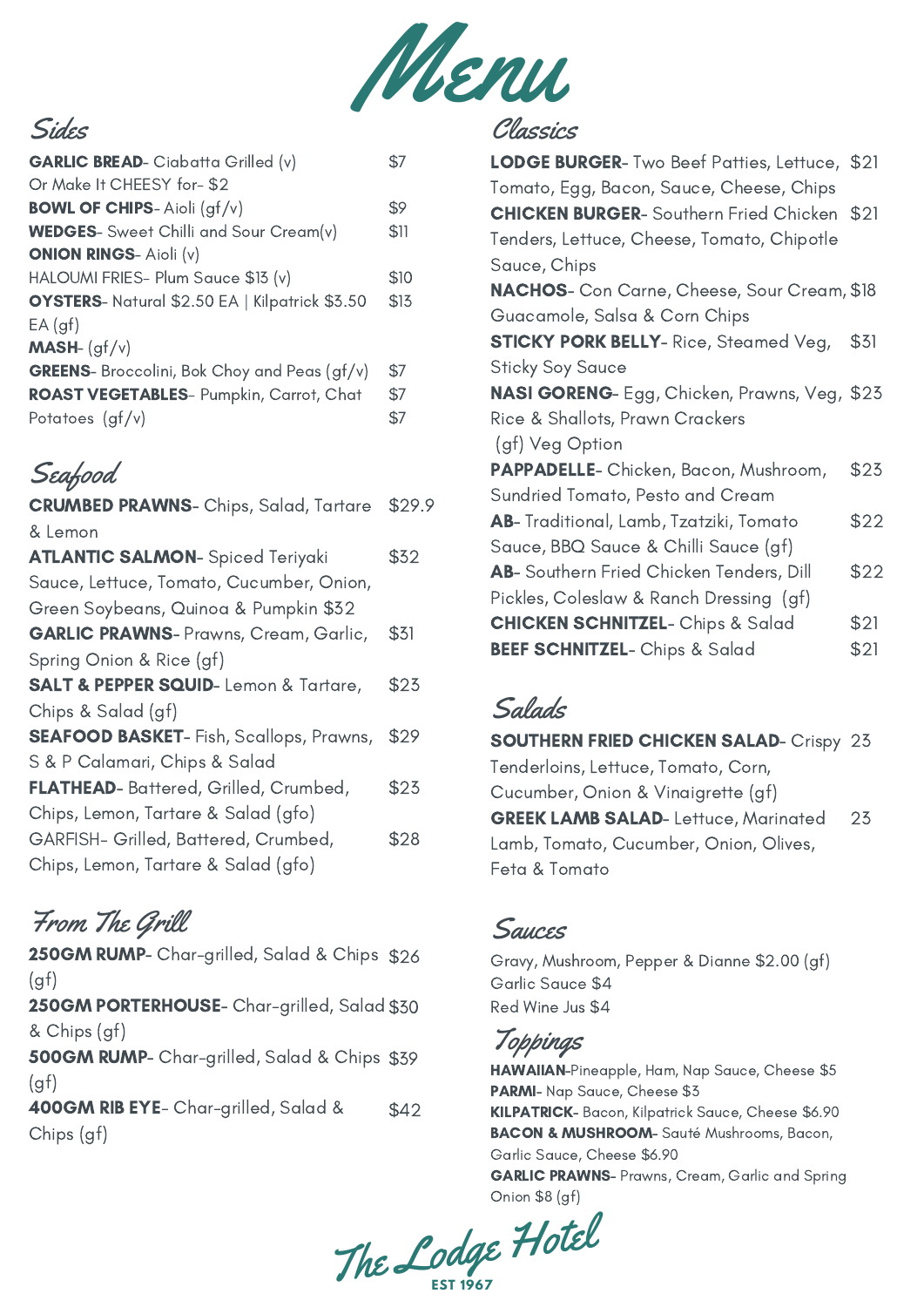# Menu

## Sides

| Item | Price |
|---|---|
| **GARLIC BREAD**- Ciabatta Grilled (v) Or Make It CHEESY for- $2 | $7 |
| **BOWL OF CHIPS**- Aioli (gf/v) | $9 |
| **WEDGES**- Sweet Chilli and Sour Cream(v) | $11 |
| **ONION RINGS**- Aioli (v) | |
| HALOUMI FRIES- Plum Sauce $13 (v) | $10 |
| **OYSTERS**- Natural $2.50 EA \| Kilpatrick $3.50 EA (gf) | $13 |
| **MASH**- (gf/v) | |
| **GREENS**- Broccolini, Bok Choy and Peas (gf/v) | $7 |
| **ROAST VEGETABLES**- Pumpkin, Carrot, Chat Potatoes (gf/v) | $7 |
| | $7 |

## Seafood

| Item | Price |
|---|---|
| **CRUMBED PRAWNS**- Chips, Salad, Tartare & Lemon | $29.9 |
| **ATLANTIC SALMON**- Spiced Teriyaki Sauce, Lettuce, Tomato, Cucumber, Onion, Green Soybeans, Quinoa & Pumpkin $32 | $32 |
| **GARLIC PRAWNS**- Prawns, Cream, Garlic, Spring Onion & Rice (gf) | $31 |
| **SALT & PEPPER SQUID**- Lemon & Tartare, Chips & Salad (gf) | $23 |
| **SEAFOOD BASKET**- Fish, Scallops, Prawns, S & P Calamari, Chips & Salad | $29 |
| **FLATHEAD**- Battered, Grilled, Crumbed, Chips, Lemon, Tartare & Salad (gfo) | $23 |
| GARFISH- Grilled, Battered, Crumbed, Chips, Lemon, Tartare & Salad (gfo) | $28 |

## From The Grill

| Item | Price |
|---|---|
| **250GM RUMP**- Char-grilled, Salad & Chips (gf) | $26 |
| **250GM PORTERHOUSE**- Char-grilled, Salad & Chips (gf) | $30 |
| **500GM RUMP**- Char-grilled, Salad & Chips (gf) | $39 |
| **400GM RIB EYE**- Char-grilled, Salad & Chips (gf) | $42 |

## Classics

| Item | Price |
|---|---|
| **LODGE BURGER**- Two Beef Patties, Lettuce, Tomato, Egg, Bacon, Sauce, Cheese, Chips | $21 |
| **CHICKEN BURGER**- Southern Fried Chicken Tenders, Lettuce, Cheese, Tomato, Chipotle Sauce, Chips | $21 |
| **NACHOS**- Con Carne, Cheese, Sour Cream, Guacamole, Salsa & Corn Chips | $18 |
| **STICKY PORK BELLY**- Rice, Steamed Veg, Sticky Soy Sauce | $31 |
| **NASI GORENG**- Egg, Chicken, Prawns, Veg, Rice & Shallots, Prawn Crackers (gf) Veg Option | $23 |
| **PAPPADELLE**- Chicken, Bacon, Mushroom, Sundried Tomato, Pesto and Cream | $23 |
| **AB**- Traditional, Lamb, Tzatziki, Tomato Sauce, BBQ Sauce & Chilli Sauce (gf) | $22 |
| **AB**- Southern Fried Chicken Tenders, Dill Pickles, Coleslaw & Ranch Dressing (gf) | $22 |
| **CHICKEN SCHNITZEL**- Chips & Salad | $21 |
| **BEEF SCHNITZEL**- Chips & Salad | $21 |

## Salads

| Item | Price |
|---|---|
| **SOUTHERN FRIED CHICKEN SALAD**- Crispy Tenderloins, Lettuce, Tomato, Corn, Cucumber, Onion & Vinaigrette (gf) | 23 |
| **GREEK LAMB SALAD**- Lettuce, Marinated Lamb, Tomato, Cucumber, Onion, Olives, Feta & Tomato | 23 |

## Sauces

Gravy, Mushroom, Pepper & Dianne $2.00 (gf)
Garlic Sauce $4
Red Wine Jus $4

## Toppings

**HAWAIIAN**-Pineapple, Ham, Nap Sauce, Cheese $5
**PARMI**- Nap Sauce, Cheese $3
**KILPATRICK**- Bacon, Kilpatrick Sauce, Cheese $6.90
**BACON & MUSHROOM**- Sauté Mushrooms, Bacon, Garlic Sauce, Cheese $6.90
**GARLIC PRAWNS**- Prawns, Cream, Garlic and Spring Onion $8 (gf)

The Lodge Hotel
EST 1967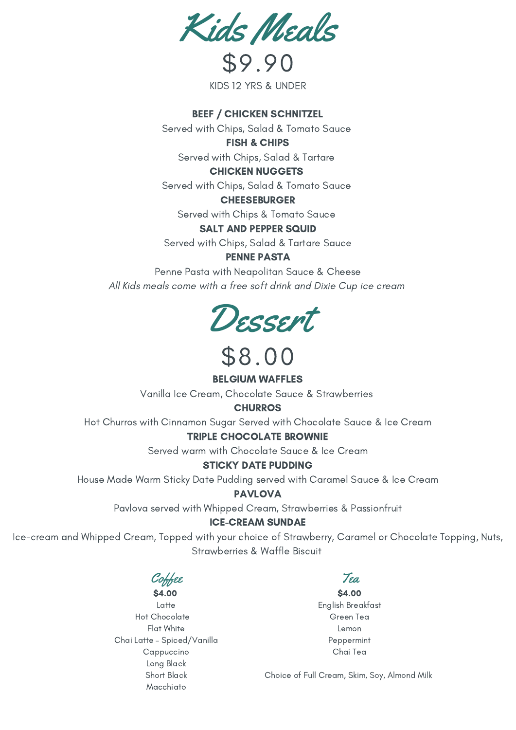# Kids Meals

## $9.90

KIDS 12 YRS & UNDER

**BEEF / CHICKEN SCHNITZEL**
Served with Chips, Salad & Tomato Sauce

**FISH & CHIPS**
Served with Chips, Salad & Tartare

**CHICKEN NUGGETS**
Served with Chips, Salad & Tomato Sauce

**CHEESEBURGER**
Served with Chips & Tomato Sauce

**SALT AND PEPPER SQUID**
Served with Chips, Salad & Tartare Sauce

**PENNE PASTA**
Penne Pasta with Neapolitan Sauce & Cheese

*All Kids meals come with a free soft drink and Dixie Cup ice cream*

# Dessert

## $8.00

**BELGIUM WAFFLES**
Vanilla Ice Cream, Chocolate Sauce & Strawberries

**CHURROS**
Hot Churros with Cinnamon Sugar Served with Chocolate Sauce & Ice Cream

**TRIPLE CHOCOLATE BROWNIE**
Served warm with Chocolate Sauce & Ice Cream

**STICKY DATE PUDDING**
House Made Warm Sticky Date Pudding served with Caramel Sauce & Ice Cream

**PAVLOVA**
Pavlova served with Whipped Cream, Strawberries & Passionfruit

**ICE-CREAM SUNDAE**
Ice-cream and Whipped Cream, Topped with your choice of Strawberry, Caramel or Chocolate Topping, Nuts, Strawberries & Waffle Biscuit

## Coffee

**$4.00**

Latte
Hot Chocolate
Flat White
Chai Latte - Spiced/Vanilla
Cappuccino
Long Black
Short Black
Macchiato

## Tea

**$4.00**

English Breakfast
Green Tea
Lemon
Peppermint
Chai Tea

Choice of Full Cream, Skim, Soy, Almond Milk